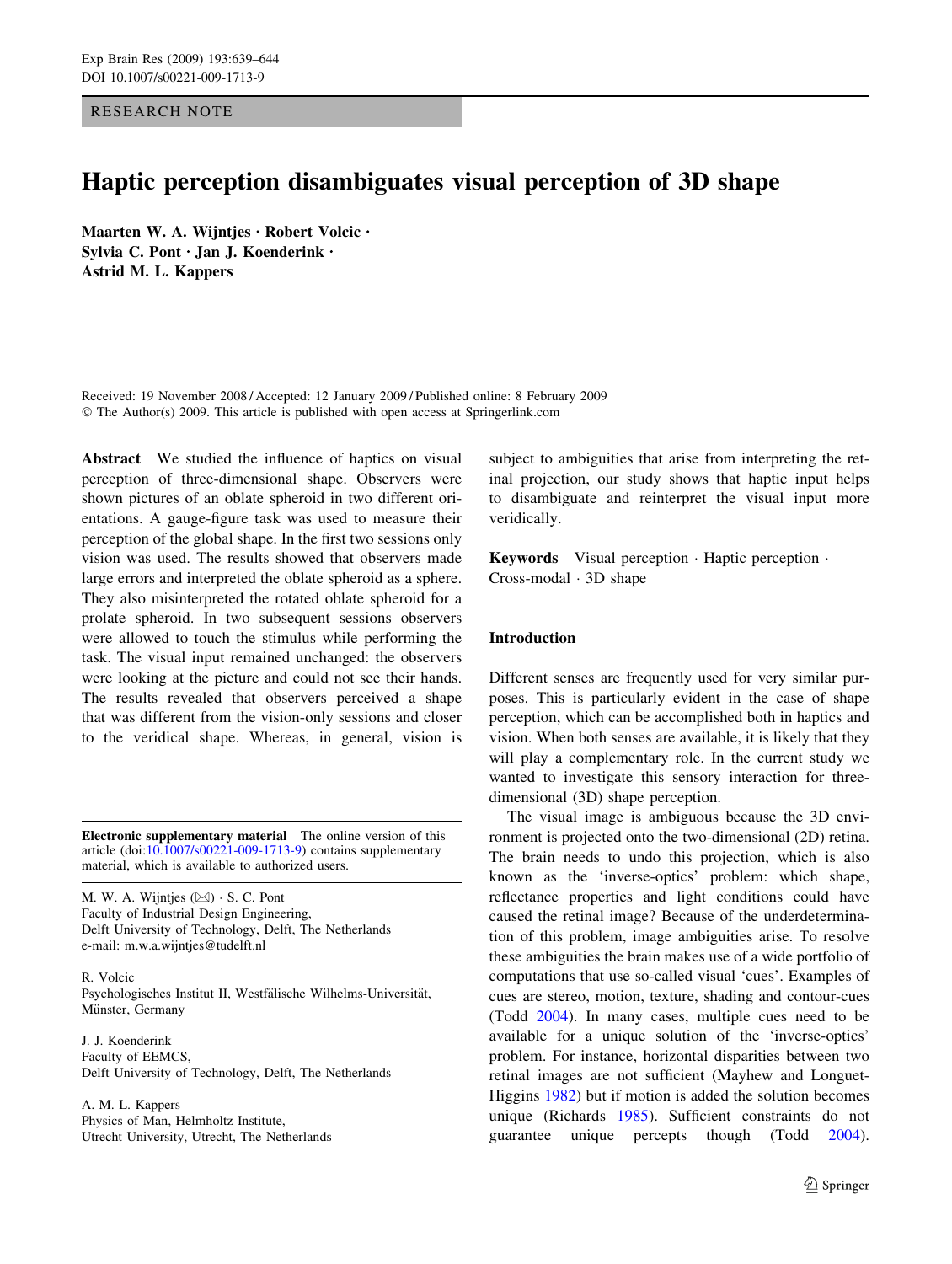RESEARCH NOTE

# Haptic perception disambiguates visual perception of 3D shape

**Maarten W. A. Wijntjes · Robert Volcic · Sylvia C. Pont · Jan J. Koenderink · Astrid M. L. Kappers**

Received: 19 November 2008 / Accepted: 12 January 2009 / Published online: 8 February 2009
© The Author(s) 2009. This article is published with open access at Springerlink.com

**Abstract** We studied the influence of haptics on visual perception of three-dimensional shape. Observers were shown pictures of an oblate spheroid in two different orientations. A gauge-figure task was used to measure their perception of the global shape. In the first two sessions only vision was used. The results showed that observers made large errors and interpreted the oblate spheroid as a sphere. They also misinterpreted the rotated oblate spheroid for a prolate spheroid. In two subsequent sessions observers were allowed to touch the stimulus while performing the task. The visual input remained unchanged: the observers were looking at the picture and could not see their hands. The results revealed that observers perceived a shape that was different from the vision-only sessions and closer to the veridical shape. Whereas, in general, vision is subject to ambiguities that arise from interpreting the retinal projection, our study shows that haptic input helps to disambiguate and reinterpret the visual input more veridically.

**Keywords** Visual perception · Haptic perception · Cross-modal · 3D shape

**Electronic supplementary material** The online version of this article (doi:10.1007/s00221-009-1713-9) contains supplementary material, which is available to authorized users.

M. W. A. Wijntjes (✉) · S. C. Pont
Faculty of Industrial Design Engineering,
Delft University of Technology, Delft, The Netherlands
e-mail: m.w.a.wijntjes@tudelft.nl

R. Volcic
Psychologisches Institut II, Westfälische Wilhelms-Universität,
Münster, Germany

J. J. Koenderink
Faculty of EEMCS,
Delft University of Technology, Delft, The Netherlands

A. M. L. Kappers
Physics of Man, Helmholtz Institute,
Utrecht University, Utrecht, The Netherlands

## Introduction

Different senses are frequently used for very similar purposes. This is particularly evident in the case of shape perception, which can be accomplished both in haptics and vision. When both senses are available, it is likely that they will play a complementary role. In the current study we wanted to investigate this sensory interaction for three-dimensional (3D) shape perception.

The visual image is ambiguous because the 3D environment is projected onto the two-dimensional (2D) retina. The brain needs to undo this projection, which is also known as the 'inverse-optics' problem: which shape, reflectance properties and light conditions could have caused the retinal image? Because of the underdetermination of this problem, image ambiguities arise. To resolve these ambiguities the brain makes use of a wide portfolio of computations that use so-called visual 'cues'. Examples of cues are stereo, motion, texture, shading and contour-cues (Todd 2004). In many cases, multiple cues need to be available for a unique solution of the 'inverse-optics' problem. For instance, horizontal disparities between two retinal images are not sufficient (Mayhew and Longuet-Higgins 1982) but if motion is added the solution becomes unique (Richards 1985). Sufficient constraints do not guarantee unique percepts though (Todd 2004).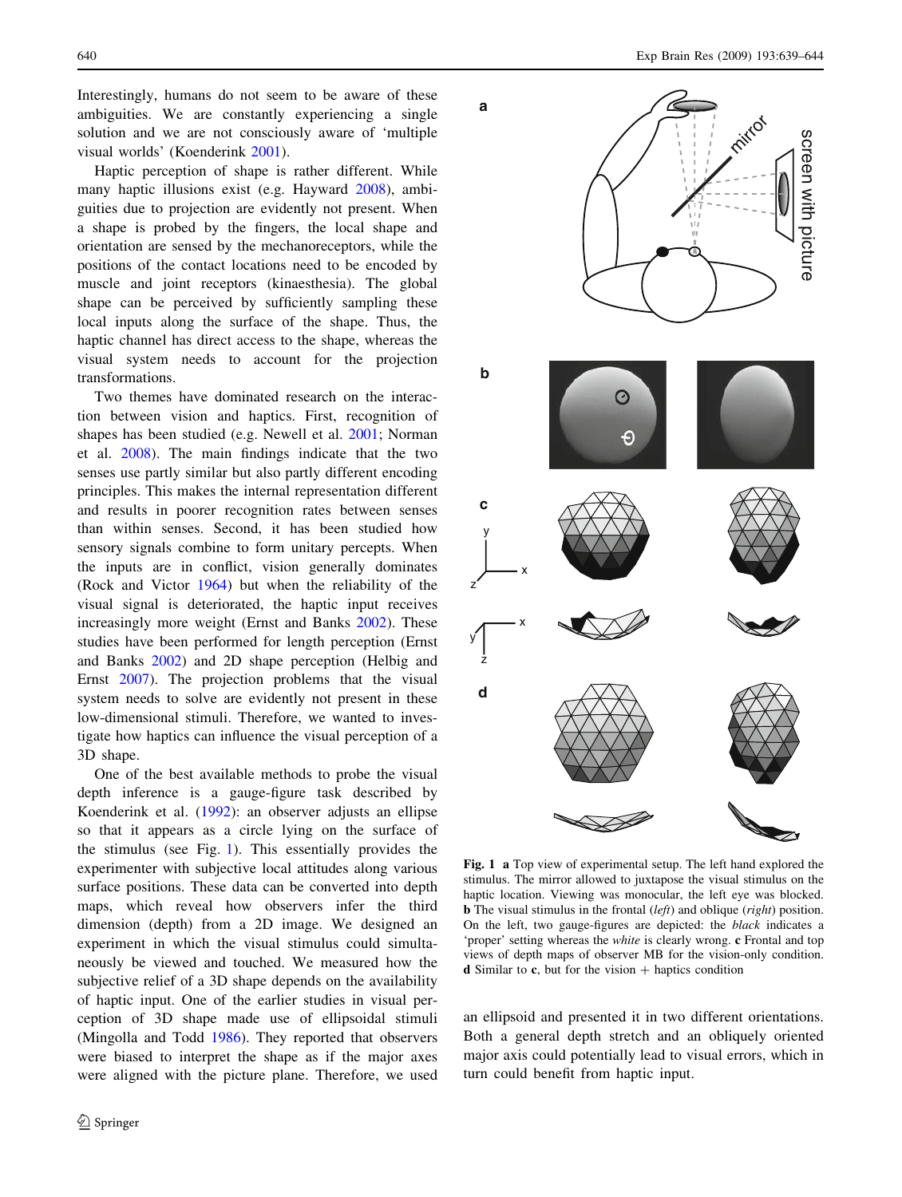Interestingly, humans do not seem to be aware of these ambiguities. We are constantly experiencing a single solution and we are not consciously aware of 'multiple visual worlds' (Koenderink 2001).

Haptic perception of shape is rather different. While many haptic illusions exist (e.g. Hayward 2008), ambiguities due to projection are evidently not present. When a shape is probed by the fingers, the local shape and orientation are sensed by the mechanoreceptors, while the positions of the contact locations need to be encoded by muscle and joint receptors (kinaesthesia). The global shape can be perceived by sufficiently sampling these local inputs along the surface of the shape. Thus, the haptic channel has direct access to the shape, whereas the visual system needs to account for the projection transformations.

Two themes have dominated research on the interaction between vision and haptics. First, recognition of shapes has been studied (e.g. Newell et al. 2001; Norman et al. 2008). The main findings indicate that the two senses use partly similar but also partly different encoding principles. This makes the internal representation different and results in poorer recognition rates between senses than within senses. Second, it has been studied how sensory signals combine to form unitary percepts. When the inputs are in conflict, vision generally dominates (Rock and Victor 1964) but when the reliability of the visual signal is deteriorated, the haptic input receives increasingly more weight (Ernst and Banks 2002). These studies have been performed for length perception (Ernst and Banks 2002) and 2D shape perception (Helbig and Ernst 2007). The projection problems that the visual system needs to solve are evidently not present in these low-dimensional stimuli. Therefore, we wanted to investigate how haptics can influence the visual perception of a 3D shape.

One of the best available methods to probe the visual depth inference is a gauge-figure task described by Koenderink et al. (1992): an observer adjusts an ellipse so that it appears as a circle lying on the surface of the stimulus (see Fig. 1). This essentially provides the experimenter with subjective local attitudes along various surface positions. These data can be converted into depth maps, which reveal how observers infer the third dimension (depth) from a 2D image. We designed an experiment in which the visual stimulus could simultaneously be viewed and touched. We measured how the subjective relief of a 3D shape depends on the availability of haptic input. One of the earlier studies in visual perception of 3D shape made use of ellipsoidal stimuli (Mingolla and Todd 1986). They reported that observers were biased to interpret the shape as if the major axes were aligned with the picture plane. Therefore, we used an ellipsoid and presented it in two different orientations. Both a general depth stretch and an obliquely oriented major axis could potentially lead to visual errors, which in turn could benefit from haptic input.

**Fig. 1** **a** Top view of experimental setup. The left hand explored the stimulus. The mirror allowed to juxtapose the visual stimulus on the haptic location. Viewing was monocular, the left eye was blocked. **b** The visual stimulus in the frontal (*left*) and oblique (*right*) position. On the left, two gauge-figures are depicted: the *black* indicates a 'proper' setting whereas the *white* is clearly wrong. **c** Frontal and top views of depth maps of observer MB for the vision-only condition. **d** Similar to **c**, but for the vision + haptics condition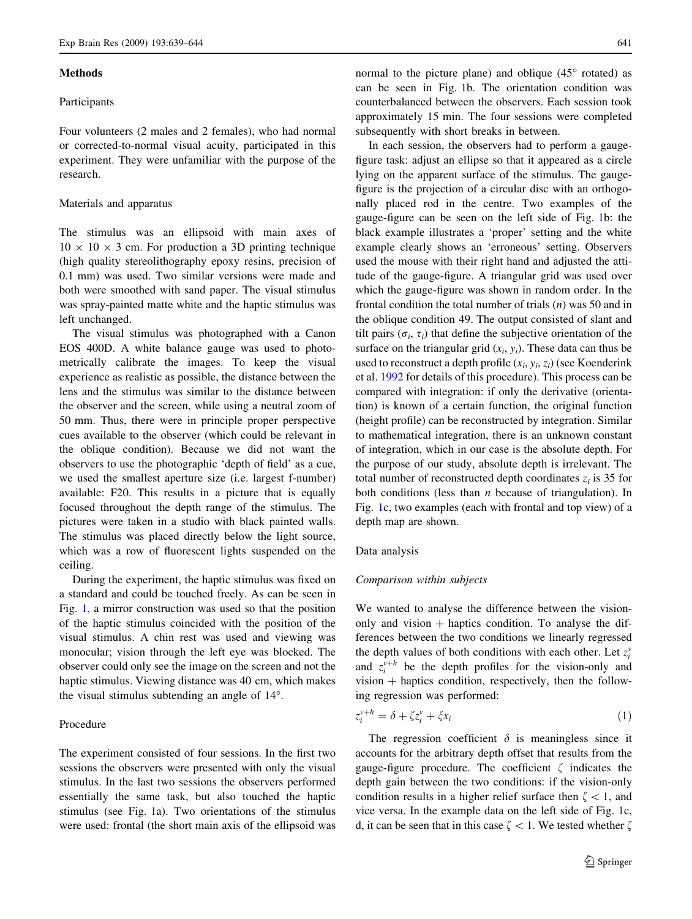## Methods

### Participants

Four volunteers (2 males and 2 females), who had normal or corrected-to-normal visual acuity, participated in this experiment. They were unfamiliar with the purpose of the research.

### Materials and apparatus

The stimulus was an ellipsoid with main axes of 10 × 10 × 3 cm. For production a 3D printing technique (high quality stereolithography epoxy resins, precision of 0.1 mm) was used. Two similar versions were made and both were smoothed with sand paper. The visual stimulus was spray-painted matte white and the haptic stimulus was left unchanged.

The visual stimulus was photographed with a Canon EOS 400D. A white balance gauge was used to photometrically calibrate the images. To keep the visual experience as realistic as possible, the distance between the lens and the stimulus was similar to the distance between the observer and the screen, while using a neutral zoom of 50 mm. Thus, there were in principle proper perspective cues available to the observer (which could be relevant in the oblique condition). Because we did not want the observers to use the photographic 'depth of field' as a cue, we used the smallest aperture size (i.e. largest f-number) available: F20. This results in a picture that is equally focused throughout the depth range of the stimulus. The pictures were taken in a studio with black painted walls. The stimulus was placed directly below the light source, which was a row of fluorescent lights suspended on the ceiling.

During the experiment, the haptic stimulus was fixed on a standard and could be touched freely. As can be seen in Fig. 1, a mirror construction was used so that the position of the haptic stimulus coincided with the position of the visual stimulus. A chin rest was used and viewing was monocular; vision through the left eye was blocked. The observer could only see the image on the screen and not the haptic stimulus. Viewing distance was 40 cm, which makes the visual stimulus subtending an angle of 14°.

### Procedure

The experiment consisted of four sessions. In the first two sessions the observers were presented with only the visual stimulus. In the last two sessions the observers performed essentially the same task, but also touched the haptic stimulus (see Fig. 1a). Two orientations of the stimulus were used: frontal (the short main axis of the ellipsoid was normal to the picture plane) and oblique (45° rotated) as can be seen in Fig. 1b. The orientation condition was counterbalanced between the observers. Each session took approximately 15 min. The four sessions were completed subsequently with short breaks in between.

In each session, the observers had to perform a gauge-figure task: adjust an ellipse so that it appeared as a circle lying on the apparent surface of the stimulus. The gauge-figure is the projection of a circular disc with an orthogonally placed rod in the centre. Two examples of the gauge-figure can be seen on the left side of Fig. 1b: the black example illustrates a 'proper' setting and the white example clearly shows an 'erroneous' setting. Observers used the mouse with their right hand and adjusted the attitude of the gauge-figure. A triangular grid was used over which the gauge-figure was shown in random order. In the frontal condition the total number of trials ($n$) was 50 and in the oblique condition 49. The output consisted of slant and tilt pairs ($\sigma_i$, $\tau_i$) that define the subjective orientation of the surface on the triangular grid ($x_i$, $y_i$). These data can thus be used to reconstruct a depth profile ($x_i$, $y_i$, $z_i$) (see Koenderink et al. 1992 for details of this procedure). This process can be compared with integration: if only the derivative (orientation) is known of a certain function, the original function (height profile) can be reconstructed by integration. Similar to mathematical integration, there is an unknown constant of integration, which in our case is the absolute depth. For the purpose of our study, absolute depth is irrelevant. The total number of reconstructed depth coordinates $z_i$ is 35 for both conditions (less than $n$ because of triangulation). In Fig. 1c, two examples (each with frontal and top view) of a depth map are shown.

### Data analysis

#### *Comparison within subjects*

We wanted to analyse the difference between the vision-only and vision + haptics condition. To analyse the differences between the two conditions we linearly regressed the depth values of both conditions with each other. Let $z_i^v$ and $z_i^{v+h}$ be the depth profiles for the vision-only and vision + haptics condition, respectively, then the following regression was performed:

$$z_i^{v+h} = \delta + \zeta z_i^v + \xi x_i \tag{1}$$

The regression coefficient $\delta$ is meaningless since it accounts for the arbitrary depth offset that results from the gauge-figure procedure. The coefficient $\zeta$ indicates the depth gain between the two conditions: if the vision-only condition results in a higher relief surface then $\zeta < 1$, and vice versa. In the example data on the left side of Fig. 1c, d, it can be seen that in this case $\zeta < 1$. We tested whether $\zeta$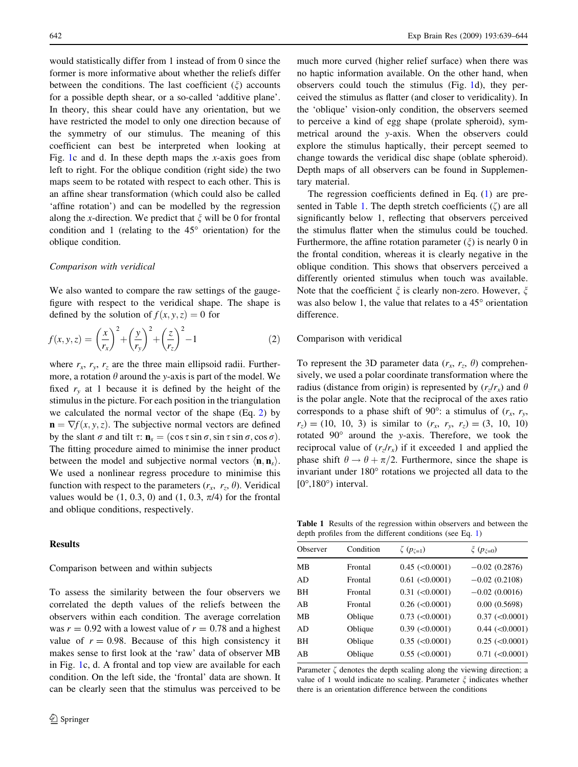would statistically differ from 1 instead of from 0 since the former is more informative about whether the reliefs differ between the conditions. The last coefficient ($\xi$) accounts for a possible depth shear, or a so-called 'additive plane'. In theory, this shear could have any orientation, but we have restricted the model to only one direction because of the symmetry of our stimulus. The meaning of this coefficient can best be interpreted when looking at Fig. 1c and d. In these depth maps the *x*-axis goes from left to right. For the oblique condition (right side) the two maps seem to be rotated with respect to each other. This is an affine shear transformation (which could also be called 'affine rotation') and can be modelled by the regression along the *x*-direction. We predict that $\xi$ will be 0 for frontal condition and 1 (relating to the 45° orientation) for the oblique condition.

*Comparison with veridical*

We also wanted to compare the raw settings of the gauge-figure with respect to the veridical shape. The shape is defined by the solution of $f(x, y, z) = 0$ for

$$f(x,y,z) = \left(\frac{x}{r_x}\right)^2 + \left(\frac{y}{r_y}\right)^2 + \left(\frac{z}{r_z}\right)^2 - 1 \tag{2}$$

where $r_x$, $r_y$, $r_z$ are the three main ellipsoid radii. Furthermore, a rotation $\theta$ around the *y*-axis is part of the model. We fixed $r_y$ at 1 because it is defined by the height of the stimulus in the picture. For each position in the triangulation we calculated the normal vector of the shape (Eq. 2) by $\mathbf{n} = \nabla f(x, y, z)$. The subjective normal vectors are defined by the slant $\sigma$ and tilt $\tau$: $\mathbf{n}_s = (\cos\tau \sin\sigma, \sin\tau \sin\sigma, \cos\sigma)$. The fitting procedure aimed to minimise the inner product between the model and subjective normal vectors $\langle \mathbf{n}, \mathbf{n}_s \rangle$. We used a nonlinear regress procedure to minimise this function with respect to the parameters ($r_x$, $r_z$, $\theta$). Veridical values would be (1, 0.3, 0) and (1, 0.3, $\pi$/4) for the frontal and oblique conditions, respectively.

## Results

### Comparison between and within subjects

To assess the similarity between the four observers we correlated the depth values of the reliefs between the observers within each condition. The average correlation was $r = 0.92$ with a lowest value of $r = 0.78$ and a highest value of $r = 0.98$. Because of this high consistency it makes sense to first look at the 'raw' data of observer MB in Fig. 1c, d. A frontal and top view are available for each condition. On the left side, the 'frontal' data are shown. It can be clearly seen that the stimulus was perceived to be much more curved (higher relief surface) when there was no haptic information available. On the other hand, when observers could touch the stimulus (Fig. 1d), they perceived the stimulus as flatter (and closer to veridicality). In the 'oblique' vision-only condition, the observers seemed to perceive a kind of egg shape (prolate spheroid), symmetrical around the *y*-axis. When the observers could explore the stimulus haptically, their percept seemed to change towards the veridical disc shape (oblate spheroid). Depth maps of all observers can be found in Supplementary material.

The regression coefficients defined in Eq. (1) are presented in Table 1. The depth stretch coefficients ($\zeta$) are all significantly below 1, reflecting that observers perceived the stimulus flatter when the stimulus could be touched. Furthermore, the affine rotation parameter ($\xi$) is nearly 0 in the frontal condition, whereas it is clearly negative in the oblique condition. This shows that observers perceived a differently oriented stimulus when touch was available. Note that the coefficient $\xi$ is clearly non-zero. However, $\xi$ was also below 1, the value that relates to a 45° orientation difference.

### Comparison with veridical

To represent the 3D parameter data ($r_x$, $r_z$, $\theta$) comprehensively, we used a polar coordinate transformation where the radius (distance from origin) is represented by ($r_z/r_x$) and $\theta$ is the polar angle. Note that the reciprocal of the axes ratio corresponds to a phase shift of 90°: a stimulus of ($r_x$, $r_y$, $r_z$) = (10, 10, 3) is similar to ($r_x$, $r_y$, $r_z$) = (3, 10, 10) rotated 90° around the *y*-axis. Therefore, we took the reciprocal value of ($r_z/r_x$) if it exceeded 1 and applied the phase shift $\theta \rightarrow \theta + \pi/2$. Furthermore, since the shape is invariant under 180° rotations we projected all data to the [0°,180°) interval.

**Table 1** Results of the regression within observers and between the depth profiles from the different conditions (see Eq. 1)

| Observer | Condition | $\zeta$ ($p_{\zeta=1}$) | $\xi$ ($p_{\xi=0}$) |
|---|---|---|---|
| MB | Frontal | 0.45 (<0.0001) | −0.02 (0.2876) |
| AD | Frontal | 0.61 (<0.0001) | −0.02 (0.2108) |
| BH | Frontal | 0.31 (<0.0001) | −0.02 (0.0016) |
| AB | Frontal | 0.26 (<0.0001) | 0.00 (0.5698) |
| MB | Oblique | 0.73 (<0.0001) | 0.37 (<0.0001) |
| AD | Oblique | 0.39 (<0.0001) | 0.44 (<0.0001) |
| BH | Oblique | 0.35 (<0.0001) | 0.25 (<0.0001) |
| AB | Oblique | 0.55 (<0.0001) | 0.71 (<0.0001) |

Parameter $\zeta$ denotes the depth scaling along the viewing direction; a value of 1 would indicate no scaling. Parameter $\xi$ indicates whether there is an orientation difference between the conditions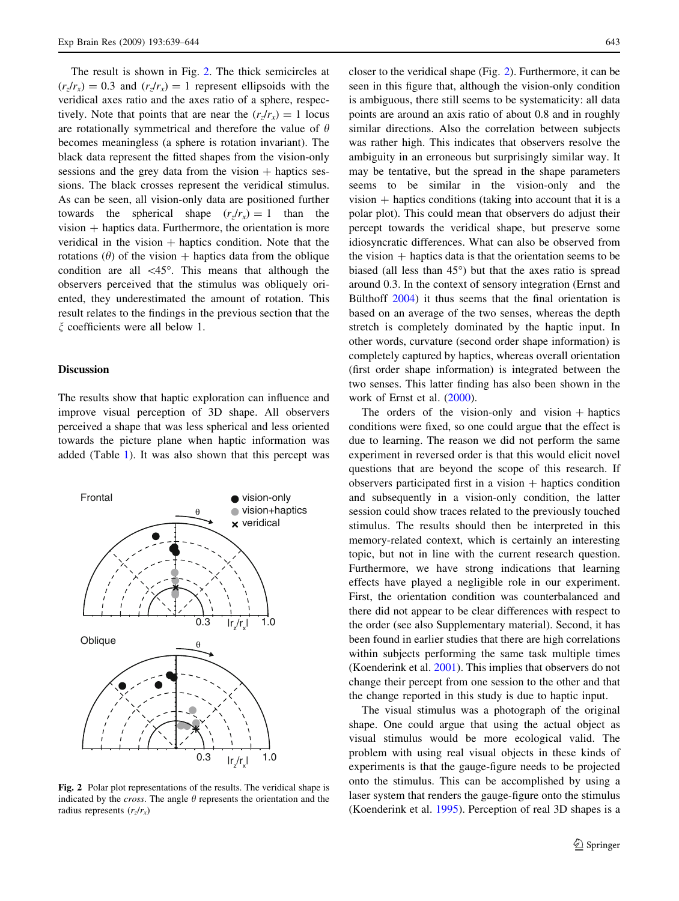The result is shown in Fig. 2. The thick semicircles at $(r_z/r_x) = 0.3$ and $(r_z/r_x) = 1$ represent ellipsoids with the veridical axes ratio and the axes ratio of a sphere, respectively. Note that points that are near the $(r_z/r_x) = 1$ locus are rotationally symmetrical and therefore the value of $\theta$ becomes meaningless (a sphere is rotation invariant). The black data represent the fitted shapes from the vision-only sessions and the grey data from the vision + haptics sessions. The black crosses represent the veridical stimulus. As can be seen, all vision-only data are positioned further towards the spherical shape $(r_z/r_x) = 1$ than the vision + haptics data. Furthermore, the orientation is more veridical in the vision + haptics condition. Note that the rotations ($\theta$) of the vision + haptics data from the oblique condition are all <45°. This means that although the observers perceived that the stimulus was obliquely oriented, they underestimated the amount of rotation. This result relates to the findings in the previous section that the $\xi$ coefficients were all below 1.

## Discussion

The results show that haptic exploration can influence and improve visual perception of 3D shape. All observers perceived a shape that was less spherical and less oriented towards the picture plane when haptic information was added (Table 1). It was also shown that this percept was closer to the veridical shape (Fig. 2). Furthermore, it can be seen in this figure that, although the vision-only condition is ambiguous, there still seems to be systematicity: all data points are around an axis ratio of about 0.8 and in roughly similar directions. Also the correlation between subjects was rather high. This indicates that observers resolve the ambiguity in an erroneous but surprisingly similar way. It may be tentative, but the spread in the shape parameters seems to be similar in the vision-only and the vision + haptics conditions (taking into account that it is a polar plot). This could mean that observers do adjust their percept towards the veridical shape, but preserve some idiosyncratic differences. What can also be observed from the vision + haptics data is that the orientation seems to be biased (all less than 45°) but that the axes ratio is spread around 0.3. In the context of sensory integration (Ernst and Bülthoff 2004) it thus seems that the final orientation is based on an average of the two senses, whereas the depth stretch is completely dominated by the haptic input. In other words, curvature (second order shape information) is completely captured by haptics, whereas overall orientation (first order shape information) is integrated between the two senses. This latter finding has also been shown in the work of Ernst et al. (2000).

The orders of the vision-only and vision + haptics conditions were fixed, so one could argue that the effect is due to learning. The reason we did not perform the same experiment in reversed order is that this would elicit novel questions that are beyond the scope of this research. If observers participated first in a vision + haptics condition and subsequently in a vision-only condition, the latter session could show traces related to the previously touched stimulus. The results should then be interpreted in this memory-related context, which is certainly an interesting topic, but not in line with the current research question. Furthermore, we have strong indications that learning effects have played a negligible role in our experiment. First, the orientation condition was counterbalanced and there did not appear to be clear differences with respect to the order (see also Supplementary material). Second, it has been found in earlier studies that there are high correlations within subjects performing the same task multiple times (Koenderink et al. 2001). This implies that observers do not change their percept from one session to the other and that the change reported in this study is due to haptic input.

The visual stimulus was a photograph of the original shape. One could argue that using the actual object as visual stimulus would be more ecological valid. The problem with using real visual objects in these kinds of experiments is that the gauge-figure needs to be projected onto the stimulus. This can be accomplished by using a laser system that renders the gauge-figure onto the stimulus (Koenderink et al. 1995). Perception of real 3D shapes is a

**Fig. 2** Polar plot representations of the results. The veridical shape is indicated by the *cross*. The angle $\theta$ represents the orientation and the radius represents $(r_z/r_x)$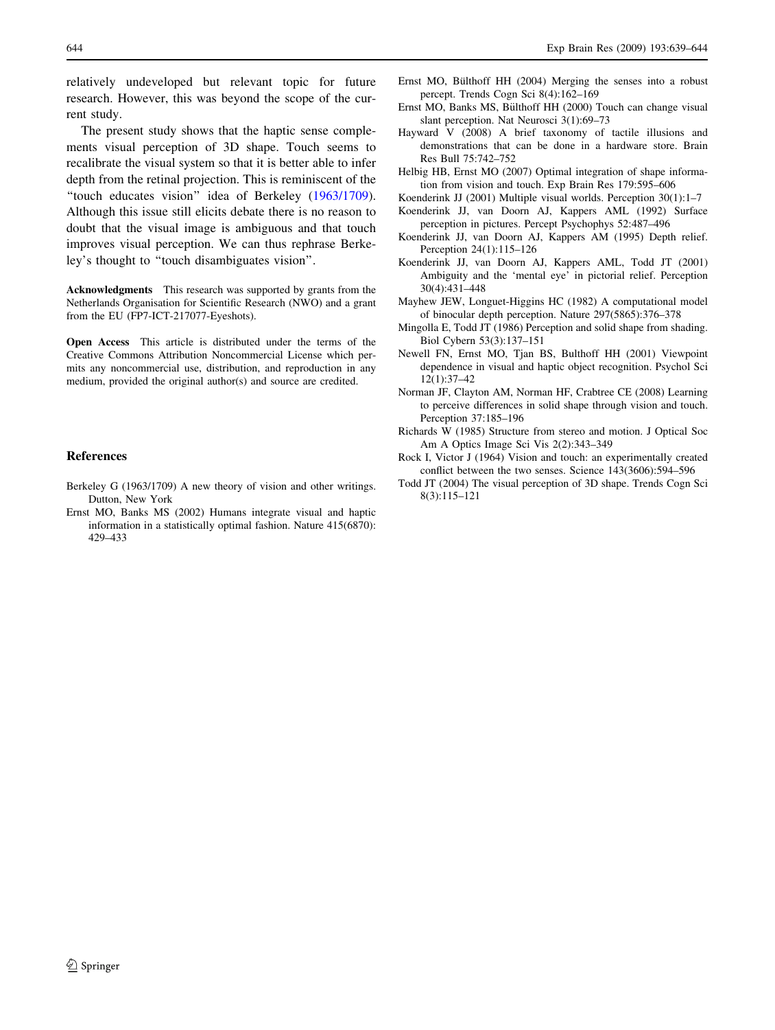relatively undeveloped but relevant topic for future research. However, this was beyond the scope of the current study.

The present study shows that the haptic sense complements visual perception of 3D shape. Touch seems to recalibrate the visual system so that it is better able to infer depth from the retinal projection. This is reminiscent of the "touch educates vision" idea of Berkeley (1963/1709). Although this issue still elicits debate there is no reason to doubt that the visual image is ambiguous and that touch improves visual perception. We can thus rephrase Berkeley's thought to "touch disambiguates vision".

**Acknowledgments** This research was supported by grants from the Netherlands Organisation for Scientific Research (NWO) and a grant from the EU (FP7-ICT-217077-Eyeshots).

**Open Access** This article is distributed under the terms of the Creative Commons Attribution Noncommercial License which permits any noncommercial use, distribution, and reproduction in any medium, provided the original author(s) and source are credited.

## References

Berkeley G (1963/1709) A new theory of vision and other writings. Dutton, New York

Ernst MO, Banks MS (2002) Humans integrate visual and haptic information in a statistically optimal fashion. Nature 415(6870): 429–433

Ernst MO, Bülthoff HH (2004) Merging the senses into a robust percept. Trends Cogn Sci 8(4):162–169

Ernst MO, Banks MS, Bülthoff HH (2000) Touch can change visual slant perception. Nat Neurosci 3(1):69–73

Hayward V (2008) A brief taxonomy of tactile illusions and demonstrations that can be done in a hardware store. Brain Res Bull 75:742–752

Helbig HB, Ernst MO (2007) Optimal integration of shape information from vision and touch. Exp Brain Res 179:595–606

Koenderink JJ (2001) Multiple visual worlds. Perception 30(1):1–7

Koenderink JJ, van Doorn AJ, Kappers AML (1992) Surface perception in pictures. Percept Psychophys 52:487–496

Koenderink JJ, van Doorn AJ, Kappers AM (1995) Depth relief. Perception 24(1):115–126

Koenderink JJ, van Doorn AJ, Kappers AML, Todd JT (2001) Ambiguity and the 'mental eye' in pictorial relief. Perception 30(4):431–448

Mayhew JEW, Longuet-Higgins HC (1982) A computational model of binocular depth perception. Nature 297(5865):376–378

Mingolla E, Todd JT (1986) Perception and solid shape from shading. Biol Cybern 53(3):137–151

Newell FN, Ernst MO, Tjan BS, Bulthoff HH (2001) Viewpoint dependence in visual and haptic object recognition. Psychol Sci 12(1):37–42

Norman JF, Clayton AM, Norman HF, Crabtree CE (2008) Learning to perceive differences in solid shape through vision and touch. Perception 37:185–196

Richards W (1985) Structure from stereo and motion. J Optical Soc Am A Optics Image Sci Vis 2(2):343–349

Rock I, Victor J (1964) Vision and touch: an experimentally created conflict between the two senses. Science 143(3606):594–596

Todd JT (2004) The visual perception of 3D shape. Trends Cogn Sci 8(3):115–121